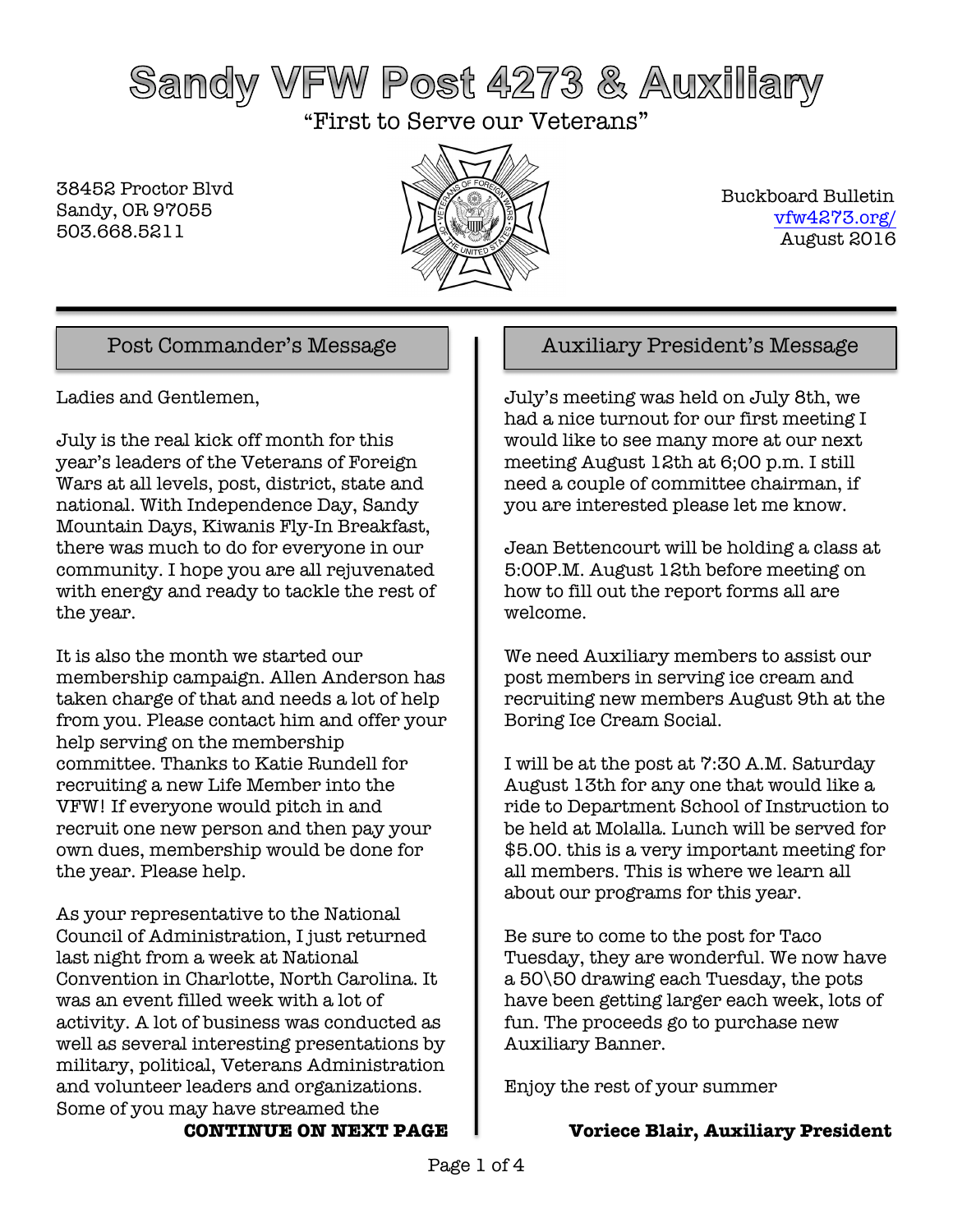# Sandy VFW Post 4273 & Auxiliary

"First to Serve our Veterans"

38452 Proctor Blvd
Sandy, OR 97055
503.668.5211

Buckboard Bulletin
vfw4273.org/
August 2016

## Post Commander's Message

Ladies and Gentlemen,

July is the real kick off month for this year's leaders of the Veterans of Foreign Wars at all levels, post, district, state and national. With Independence Day, Sandy Mountain Days, Kiwanis Fly-In Breakfast, there was much to do for everyone in our community. I hope you are all rejuvenated with energy and ready to tackle the rest of the year.

It is also the month we started our membership campaign. Allen Anderson has taken charge of that and needs a lot of help from you. Please contact him and offer your help serving on the membership committee. Thanks to Katie Rundell for recruiting a new Life Member into the VFW! If everyone would pitch in and recruit one new person and then pay your own dues, membership would be done for the year. Please help.

As your representative to the National Council of Administration, I just returned last night from a week at National Convention in Charlotte, North Carolina. It was an event filled week with a lot of activity. A lot of business was conducted as well as several interesting presentations by military, political, Veterans Administration and volunteer leaders and organizations. Some of you may have streamed the

**CONTINUE ON NEXT PAGE**

## Auxiliary President's Message

July's meeting was held on July 8th, we had a nice turnout for our first meeting I would like to see many more at our next meeting August 12th at 6;00 p.m. I still need a couple of committee chairman, if you are interested please let me know.

Jean Bettencourt will be holding a class at 5:00P.M. August 12th before meeting on how to fill out the report forms all are welcome.

We need Auxiliary members to assist our post members in serving ice cream and recruiting new members August 9th at the Boring Ice Cream Social.

I will be at the post at 7:30 A.M. Saturday August 13th for any one that would like a ride to Department School of Instruction to be held at Molalla. Lunch will be served for $5.00. this is a very important meeting for all members. This is where we learn all about our programs for this year.

Be sure to come to the post for Taco Tuesday, they are wonderful. We now have a 50\50 drawing each Tuesday, the pots have been getting larger each week, lots of fun. The proceeds go to purchase new Auxiliary Banner.

Enjoy the rest of your summer

**Voriece Blair, Auxiliary President**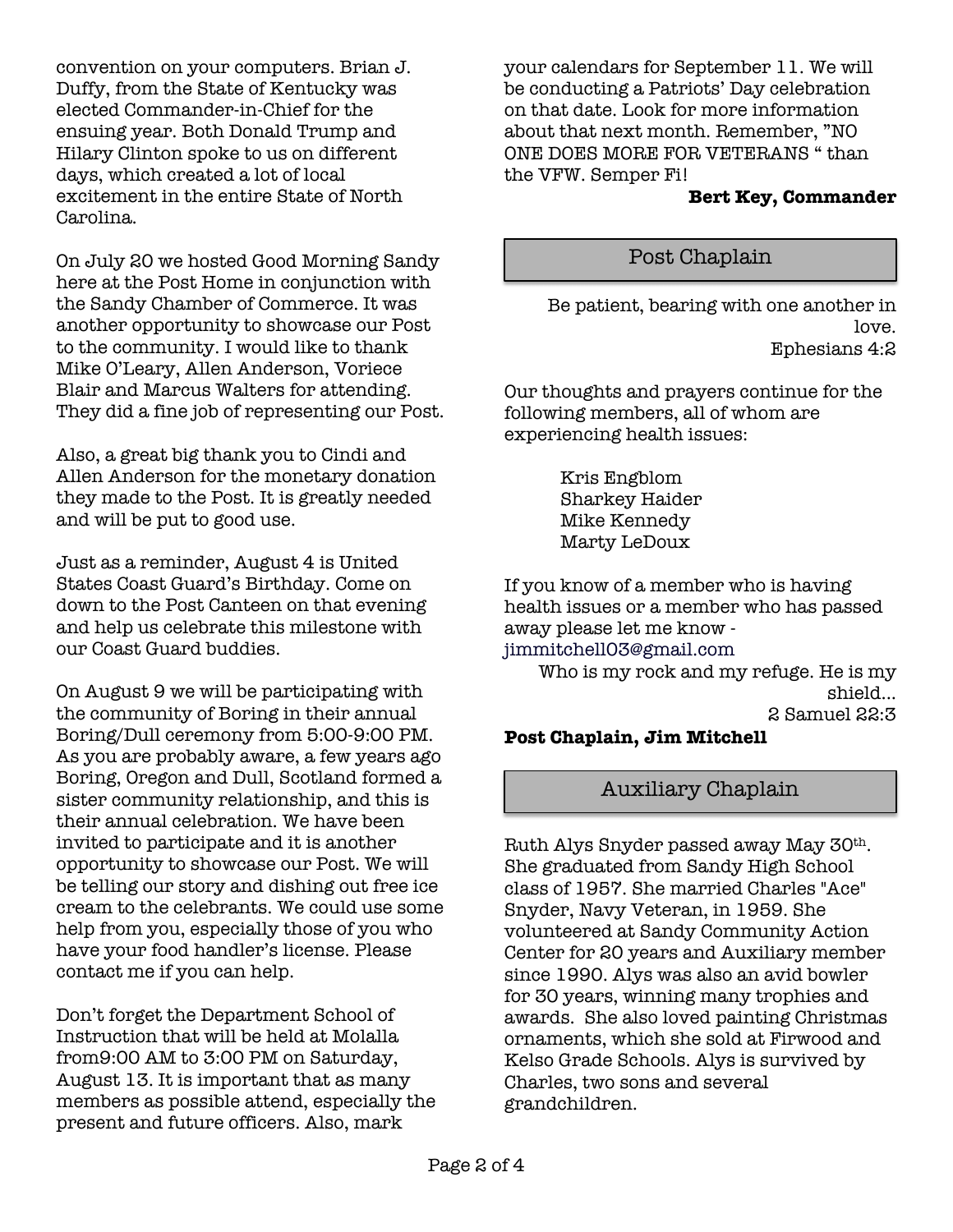convention on your computers. Brian J. Duffy, from the State of Kentucky was elected Commander-in-Chief for the ensuing year. Both Donald Trump and Hilary Clinton spoke to us on different days, which created a lot of local excitement in the entire State of North Carolina.

On July 20 we hosted Good Morning Sandy here at the Post Home in conjunction with the Sandy Chamber of Commerce. It was another opportunity to showcase our Post to the community. I would like to thank Mike O'Leary, Allen Anderson, Voriece Blair and Marcus Walters for attending. They did a fine job of representing our Post.

Also, a great big thank you to Cindi and Allen Anderson for the monetary donation they made to the Post. It is greatly needed and will be put to good use.

Just as a reminder, August 4 is United States Coast Guard's Birthday. Come on down to the Post Canteen on that evening and help us celebrate this milestone with our Coast Guard buddies.

On August 9 we will be participating with the community of Boring in their annual Boring/Dull ceremony from 5:00-9:00 PM. As you are probably aware, a few years ago Boring, Oregon and Dull, Scotland formed a sister community relationship, and this is their annual celebration. We have been invited to participate and it is another opportunity to showcase our Post. We will be telling our story and dishing out free ice cream to the celebrants. We could use some help from you, especially those of you who have your food handler's license. Please contact me if you can help.

Don't forget the Department School of Instruction that will be held at Molalla from9:00 AM to 3:00 PM on Saturday, August 13. It is important that as many members as possible attend, especially the present and future officers. Also, mark your calendars for September 11. We will be conducting a Patriots' Day celebration on that date. Look for more information about that next month. Remember, "NO ONE DOES MORE FOR VETERANS " than the VFW. Semper Fi!

**Bert Key, Commander**

## Post Chaplain

Be patient, bearing with one another in love.
Ephesians 4:2

Our thoughts and prayers continue for the following members, all of whom are experiencing health issues:

Kris Engblom
Sharkey Haider
Mike Kennedy
Marty LeDoux

If you know of a member who is having health issues or a member who has passed away please let me know - jimmitchell03@gmail.com

Who is my rock and my refuge. He is my shield...
2 Samuel 22:3

**Post Chaplain, Jim Mitchell**

## Auxiliary Chaplain

Ruth Alys Snyder passed away May 30th. She graduated from Sandy High School class of 1957. She married Charles "Ace" Snyder, Navy Veteran, in 1959. She volunteered at Sandy Community Action Center for 20 years and Auxiliary member since 1990. Alys was also an avid bowler for 30 years, winning many trophies and awards. She also loved painting Christmas ornaments, which she sold at Firwood and Kelso Grade Schools. Alys is survived by Charles, two sons and several grandchildren.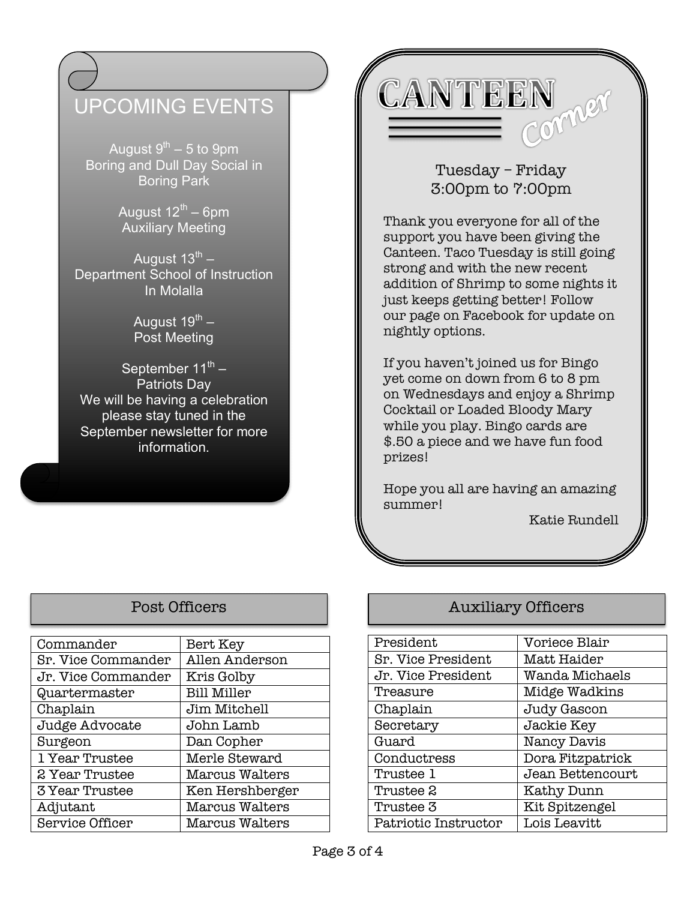## UPCOMING EVENTS

August 9th – 5 to 9pm
Boring and Dull Day Social in Boring Park

August 12th – 6pm
Auxiliary Meeting

August 13th –
Department School of Instruction In Molalla

August 19th –
Post Meeting

September 11th –
Patriots Day
We will be having a celebration please stay tuned in the September newsletter for more information.

## CANTEEN *Corner*

Tuesday – Friday
3:00pm to 7:00pm

Thank you everyone for all of the support you have been giving the Canteen. Taco Tuesday is still going strong and with the new recent addition of Shrimp to some nights it just keeps getting better! Follow our page on Facebook for update on nightly options.

If you haven't joined us for Bingo yet come on down from 6 to 8 pm on Wednesdays and enjoy a Shrimp Cocktail or Loaded Bloody Mary while you play. Bingo cards are $.50 a piece and we have fun food prizes!

Hope you all are having an amazing summer!

Katie Rundell

## Post Officers

| | |
|---|---|
| Commander | Bert Key |
| Sr. Vice Commander | Allen Anderson |
| Jr. Vice Commander | Kris Golby |
| Quartermaster | Bill Miller |
| Chaplain | Jim Mitchell |
| Judge Advocate | John Lamb |
| Surgeon | Dan Copher |
| 1 Year Trustee | Merle Steward |
| 2 Year Trustee | Marcus Walters |
| 3 Year Trustee | Ken Hershberger |
| Adjutant | Marcus Walters |
| Service Officer | Marcus Walters |

## Auxiliary Officers

| | |
|---|---|
| President | Voriece Blair |
| Sr. Vice President | Matt Haider |
| Jr. Vice President | Wanda Michaels |
| Treasure | Midge Wadkins |
| Chaplain | Judy Gascon |
| Secretary | Jackie Key |
| Guard | Nancy Davis |
| Conductress | Dora Fitzpatrick |
| Trustee 1 | Jean Bettencourt |
| Trustee 2 | Kathy Dunn |
| Trustee 3 | Kit Spitzengel |
| Patriotic Instructor | Lois Leavitt |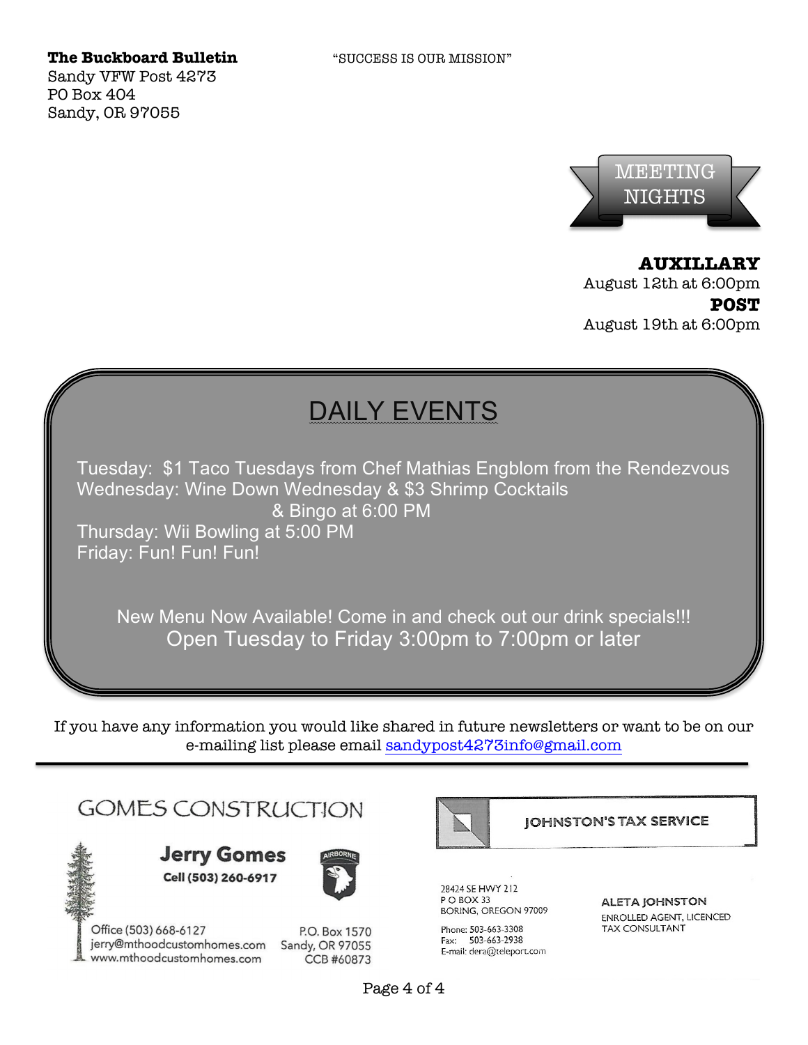**The Buckboard Bulletin**
Sandy VFW Post 4273
PO Box 404
Sandy, OR 97055

"SUCCESS IS OUR MISSION"

## MEETING NIGHTS

**AUXILLARY**
August 12th at 6:00pm

**POST**
August 19th at 6:00pm

## DAILY EVENTS

Tuesday: $1 Taco Tuesdays from Chef Mathias Engblom from the Rendezvous
Wednesday: Wine Down Wednesday & $3 Shrimp Cocktails & Bingo at 6:00 PM
Thursday: Wii Bowling at 5:00 PM
Friday: Fun! Fun! Fun!

New Menu Now Available! Come in and check out our drink specials!!!
Open Tuesday to Friday 3:00pm to 7:00pm or later

If you have any information you would like shared in future newsletters or want to be on our e-mailing list please email sandypost4273info@gmail.com

---

GOMES CONSTRUCTION

**Jerry Gomes**
**Cell (503) 260-6917**

AIRBORNE

Office (503) 668-6127
jerry@mthoodcustomhomes.com
www.mthoodcustomhomes.com

P.O. Box 1570
Sandy, OR 97055
CCB #60873

---

JOHNSTON'S TAX SERVICE

28424 SE HWY 212
P O BOX 33
BORING, OREGON 97009

Phone: 503-663-3308
Fax: 503-663-2938
E-mail: dera@teleport.com

ALETA JOHNSTON
ENROLLED AGENT, LICENCED TAX CONSULTANT